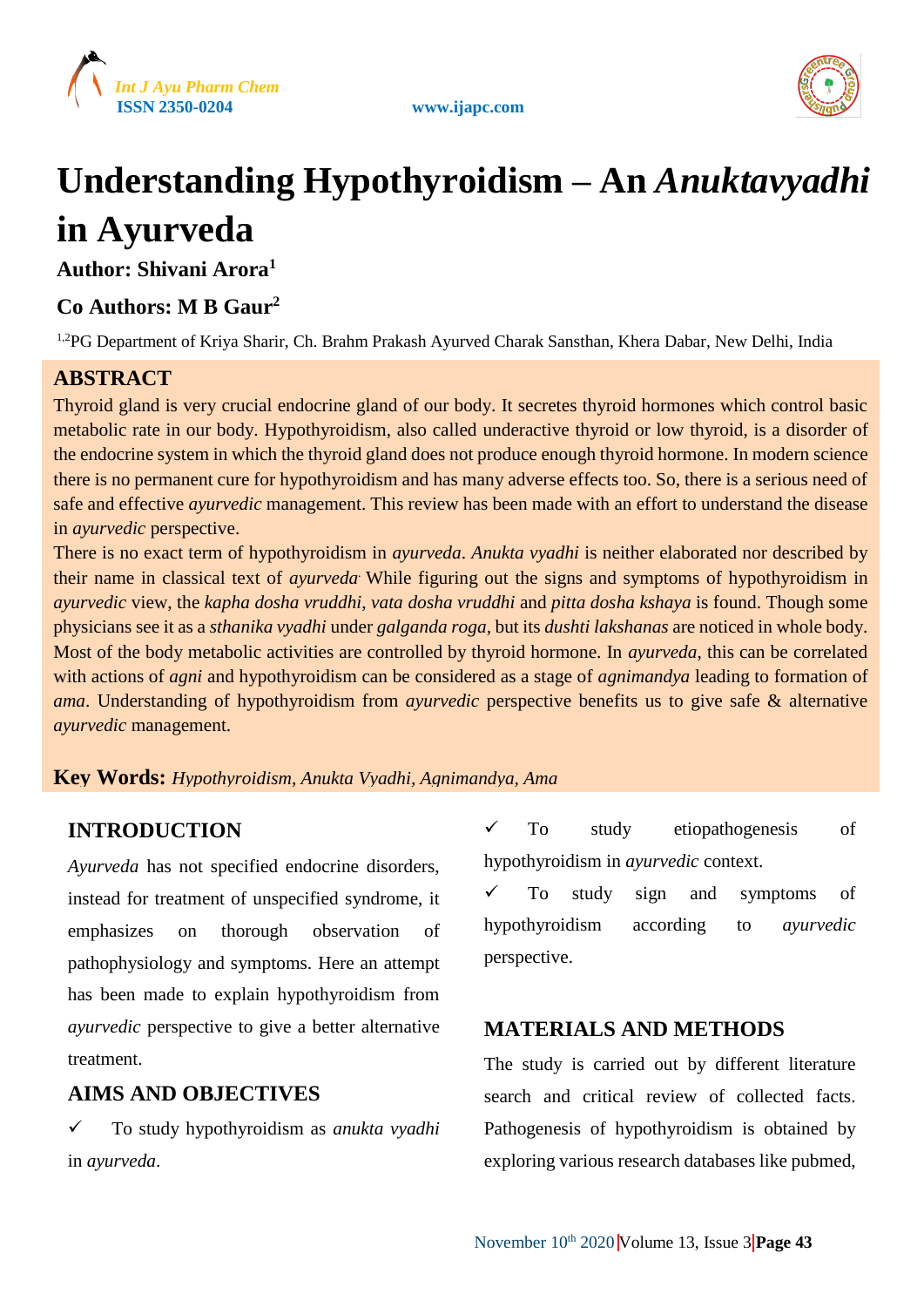# Understanding Hypothyroidism – An *Anuktavyadhi* in Ayurveda

**Author: Shivani Arora[1]**

**Co Authors: M B Gaur[2]**

[1,2]PG Department of Kriya Sharir, Ch. Brahm Prakash Ayurved Charak Sansthan, Khera Dabar, New Delhi, India

## ABSTRACT

Thyroid gland is very crucial endocrine gland of our body. It secretes thyroid hormones which control basic metabolic rate in our body. Hypothyroidism, also called underactive thyroid or low thyroid, is a disorder of the endocrine system in which the thyroid gland does not produce enough thyroid hormone. In modern science there is no permanent cure for hypothyroidism and has many adverse effects too. So, there is a serious need of safe and effective *ayurvedic* management. This review has been made with an effort to understand the disease in *ayurvedic* perspective.

There is no exact term of hypothyroidism in *ayurveda*. *Anukta vyadhi* is neither elaborated nor described by their name in classical text of *ayurveda*. While figuring out the signs and symptoms of hypothyroidism in *ayurvedic* view, the *kapha dosha vruddhi*, *vata dosha vruddhi* and *pitta dosha kshaya* is found. Though some physicians see it as a *sthanika vyadhi* under *galganda roga*, but its *dushti lakshanas* are noticed in whole body. Most of the body metabolic activities are controlled by thyroid hormone. In *ayurveda*, this can be correlated with actions of *agni* and hypothyroidism can be considered as a stage of *agnimandya* leading to formation of *ama*. Understanding of hypothyroidism from *ayurvedic* perspective benefits us to give safe & alternative *ayurvedic* management.

**Key Words:** *Hypothyroidism, Anukta Vyadhi, Agnimandya, Ama*

## INTRODUCTION

*Ayurveda* has not specified endocrine disorders, instead for treatment of unspecified syndrome, it emphasizes on thorough observation of pathophysiology and symptoms. Here an attempt has been made to explain hypothyroidism from *ayurvedic* perspective to give a better alternative treatment.

## AIMS AND OBJECTIVES

- ✓ To study hypothyroidism as *anukta vyadhi* in *ayurveda*.
- ✓ To study etiopathogenesis of hypothyroidism in *ayurvedic* context.
- ✓ To study sign and symptoms of hypothyroidism according to *ayurvedic* perspective.

## MATERIALS AND METHODS

The study is carried out by different literature search and critical review of collected facts. Pathogenesis of hypothyroidism is obtained by exploring various research databases like pubmed,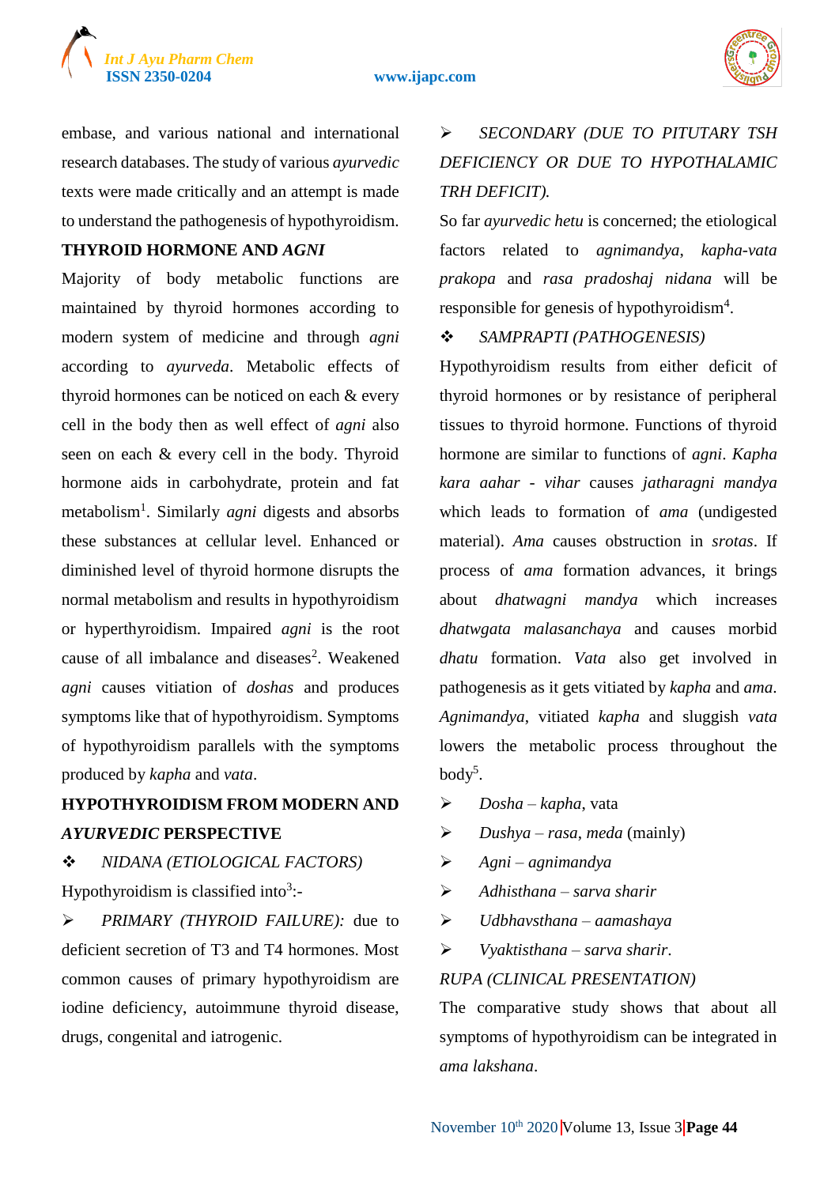embase, and various national and international research databases. The study of various *ayurvedic* texts were made critically and an attempt is made to understand the pathogenesis of hypothyroidism.

## THYROID HORMONE AND *AGNI*

Majority of body metabolic functions are maintained by thyroid hormones according to modern system of medicine and through *agni* according to *ayurveda*. Metabolic effects of thyroid hormones can be noticed on each & every cell in the body then as well effect of *agni* also seen on each & every cell in the body. Thyroid hormone aids in carbohydrate, protein and fat metabolism[1]. Similarly *agni* digests and absorbs these substances at cellular level. Enhanced or diminished level of thyroid hormone disrupts the normal metabolism and results in hypothyroidism or hyperthyroidism. Impaired *agni* is the root cause of all imbalance and diseases[2]. Weakened *agni* causes vitiation of *doshas* and produces symptoms like that of hypothyroidism. Symptoms of hypothyroidism parallels with the symptoms produced by *kapha* and *vata*.

## HYPOTHYROIDISM FROM MODERN AND *AYURVEDIC* PERSPECTIVE

❖ *NIDANA (ETIOLOGICAL FACTORS)*

Hypothyroidism is classified into[3]:-

➢ *PRIMARY (THYROID FAILURE):* due to deficient secretion of T3 and T4 hormones. Most common causes of primary hypothyroidism are iodine deficiency, autoimmune thyroid disease, drugs, congenital and iatrogenic.

➢ *SECONDARY (DUE TO PITUTARY TSH DEFICIENCY OR DUE TO HYPOTHALAMIC TRH DEFICIT).*

So far *ayurvedic hetu* is concerned; the etiological factors related to *agnimandya*, *kapha-vata prakopa* and *rasa pradoshaj nidana* will be responsible for genesis of hypothyroidism[4].

❖ *SAMPRAPTI (PATHOGENESIS)*

Hypothyroidism results from either deficit of thyroid hormones or by resistance of peripheral tissues to thyroid hormone. Functions of thyroid hormone are similar to functions of *agni*. *Kapha kara aahar - vihar* causes *jatharagni mandya* which leads to formation of *ama* (undigested material). *Ama* causes obstruction in *srotas*. If process of *ama* formation advances, it brings about *dhatwagni mandya* which increases *dhatwgata malasanchaya* and causes morbid *dhatu* formation. *Vata* also get involved in pathogenesis as it gets vitiated by *kapha* and *ama*. *Agnimandya*, vitiated *kapha* and sluggish *vata* lowers the metabolic process throughout the body[5].

- ➢ *Dosha – kapha*, vata
- ➢ *Dushya – rasa*, *meda* (mainly)
- ➢ *Agni – agnimandya*
- ➢ *Adhisthana – sarva sharir*
- ➢ *Udbhavsthana – aamashaya*
- ➢ *Vyaktisthana – sarva sharir*.

*RUPA (CLINICAL PRESENTATION)*

The comparative study shows that about all symptoms of hypothyroidism can be integrated in *ama lakshana*.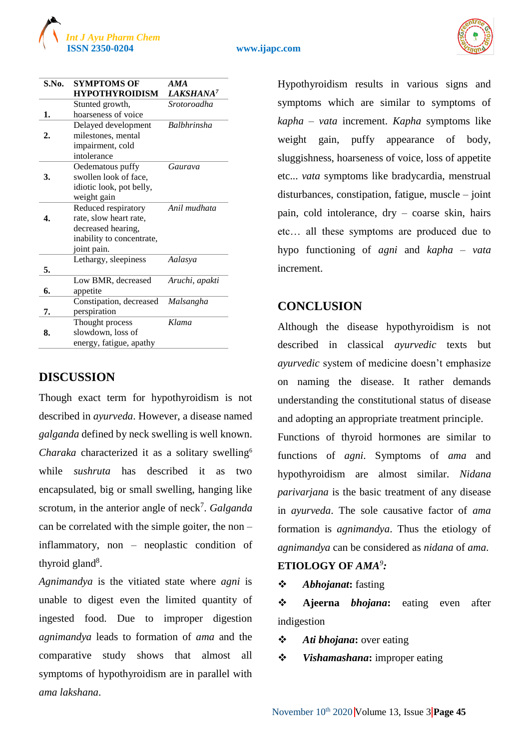| S.No. | SYMPTOMS OF HYPOTHYROIDISM | *AMA LAKSHANA*[7] |
|---|---|---|
| 1. | Stunted growth, hoarseness of voice | *Srotoroadha* |
| 2. | Delayed development milestones, mental impairment, cold intolerance | *Balbhrinsha* |
| 3. | Oedematous puffy swollen look of face, idiotic look, pot belly, weight gain | *Gaurava* |
| 4. | Reduced respiratory rate, slow heart rate, decreased hearing, inability to concentrate, joint pain. | *Anil mudhata* |
| 5. | Lethargy, sleepiness | *Aalasya* |
| 6. | Low BMR, decreased appetite | *Aruchi, apakti* |
| 7. | Constipation, decreased perspiration | *Malsangha* |
| 8. | Thought process slowdown, loss of energy, fatigue, apathy | *Klama* |

## DISCUSSION

Though exact term for hypothyroidism is not described in *ayurveda*. However, a disease named *galganda* defined by neck swelling is well known. *Charaka* characterized it as a solitary swelling[6] while *sushruta* has described it as two encapsulated, big or small swelling, hanging like scrotum, in the anterior angle of neck[7]. *Galganda* can be correlated with the simple goiter, the non – inflammatory, non – neoplastic condition of thyroid gland[8].

*Agnimandya* is the vitiated state where *agni* is unable to digest even the limited quantity of ingested food. Due to improper digestion *agnimandya* leads to formation of *ama* and the comparative study shows that almost all symptoms of hypothyroidism are in parallel with *ama lakshana*.

Hypothyroidism results in various signs and symptoms which are similar to symptoms of *kapha* – *vata* increment. *Kapha* symptoms like weight gain, puffy appearance of body, sluggishness, hoarseness of voice, loss of appetite etc... *vata* symptoms like bradycardia, menstrual disturbances, constipation, fatigue, muscle – joint pain, cold intolerance, dry – coarse skin, hairs etc… all these symptoms are produced due to hypo functioning of *agni* and *kapha* – *vata* increment.

## CONCLUSION

Although the disease hypothyroidism is not described in classical *ayurvedic* texts but *ayurvedic* system of medicine doesn't emphasize on naming the disease. It rather demands understanding the constitutional status of disease and adopting an appropriate treatment principle.

Functions of thyroid hormones are similar to functions of *agni*. Symptoms of *ama* and hypothyroidism are almost similar. *Nidana parivarjana* is the basic treatment of any disease in *ayurveda*. The sole causative factor of *ama* formation is *agnimandya*. Thus the etiology of *agnimandya* can be considered as *nidana* of *ama*.

**ETIOLOGY OF *AMA*[9]:**

- ***Abhojanat*:** fasting
- **Ajeerna *bhojana*:** eating even after indigestion
- ***Ati bhojana*:** over eating
- ***Vishamashana*:** improper eating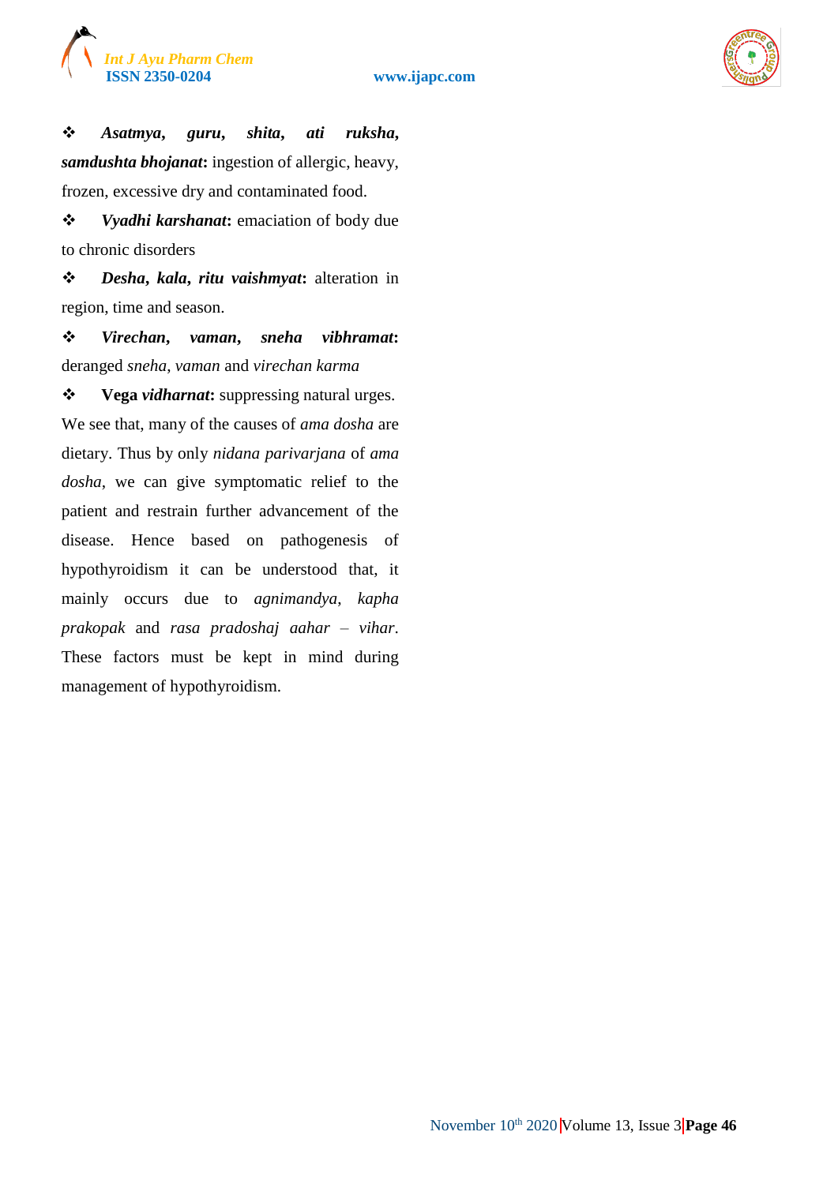- ***Asatmya, guru, shita, ati ruksha, samdushta bhojanat*:** ingestion of allergic, heavy, frozen, excessive dry and contaminated food.
- ***Vyadhi karshanat*:** emaciation of body due to chronic disorders
- ***Desha, kala, ritu vaishmyat*:** alteration in region, time and season.
- ***Virechan, vaman, sneha vibhramat*:** deranged *sneha*, *vaman* and *virechan karma*
- **Vega *vidharnat*:** suppressing natural urges.

We see that, many of the causes of *ama dosha* are dietary. Thus by only *nidana parivarjana* of *ama dosha*, we can give symptomatic relief to the patient and restrain further advancement of the disease. Hence based on pathogenesis of hypothyroidism it can be understood that, it mainly occurs due to *agnimandya*, *kapha prakopak* and *rasa pradoshaj aahar – vihar*. These factors must be kept in mind during management of hypothyroidism.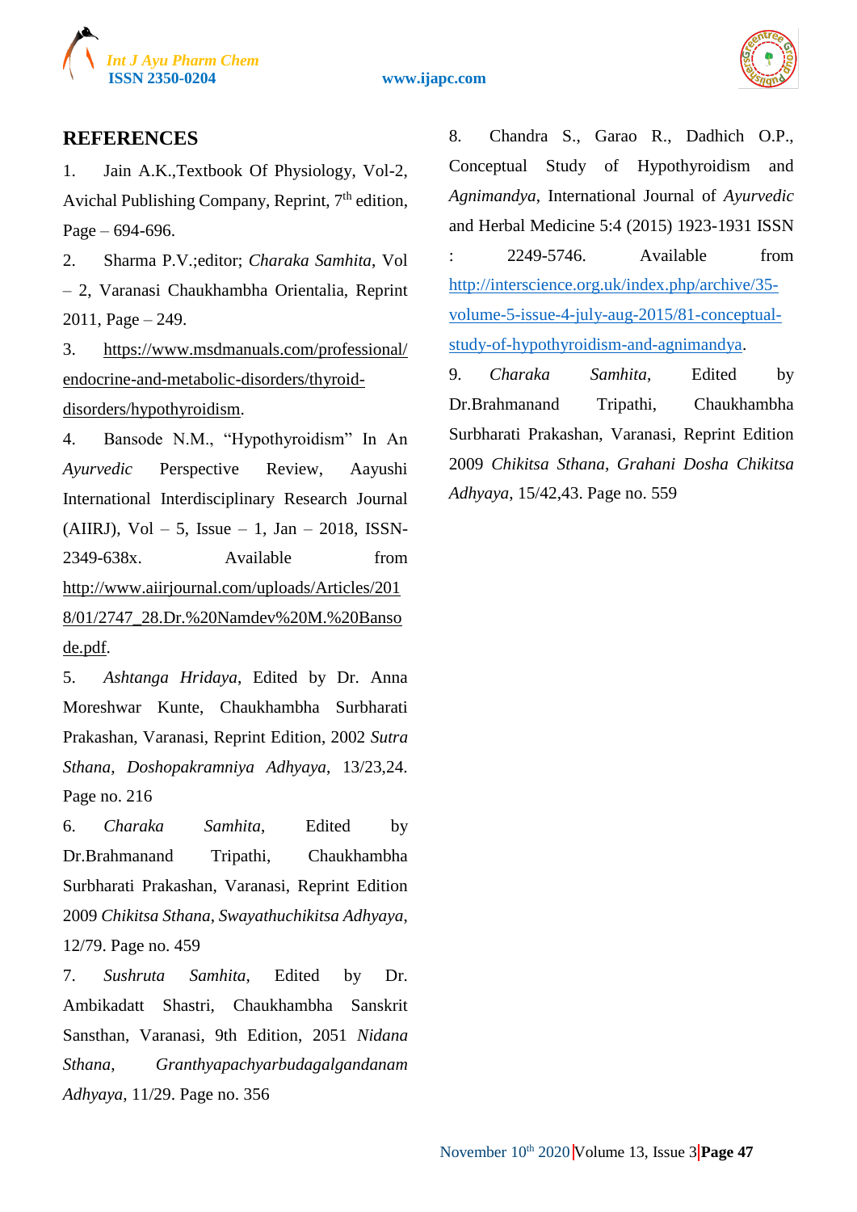## REFERENCES

1. Jain A.K.,Textbook Of Physiology, Vol-2, Avichal Publishing Company, Reprint, 7th edition, Page – 694-696.
2. Sharma P.V.;editor; *Charaka Samhita*, Vol – 2, Varanasi Chaukhambha Orientalia, Reprint 2011, Page – 249.
3. https://www.msdmanuals.com/professional/endocrine-and-metabolic-disorders/thyroid-disorders/hypothyroidism.
4. Bansode N.M., "Hypothyroidism" In An *Ayurvedic* Perspective Review, Aayushi International Interdisciplinary Research Journal (AIIRJ), Vol – 5, Issue – 1, Jan – 2018, ISSN-2349-638x. Available from http://www.aiirjournal.com/uploads/Articles/2018/01/2747_28.Dr.%20Namdev%20M.%20Bansode.pdf.
5. *Ashtanga Hridaya*, Edited by Dr. Anna Moreshwar Kunte, Chaukhambha Surbharati Prakashan, Varanasi, Reprint Edition, 2002 *Sutra Sthana*, *Doshopakramniya Adhyaya*, 13/23,24. Page no. 216
6. *Charaka Samhita*, Edited by Dr.Brahmanand Tripathi, Chaukhambha Surbharati Prakashan, Varanasi, Reprint Edition 2009 *Chikitsa Sthana*, *Swayathuchikitsa Adhyaya*, 12/79. Page no. 459
7. *Sushruta Samhita*, Edited by Dr. Ambikadatt Shastri, Chaukhambha Sanskrit Sansthan, Varanasi, 9th Edition, 2051 *Nidana Sthana*, *Granthyapachyarbudagalgandanam Adhyaya*, 11/29. Page no. 356
8. Chandra S., Garao R., Dadhich O.P., Conceptual Study of Hypothyroidism and *Agnimandya*, International Journal of *Ayurvedic* and Herbal Medicine 5:4 (2015) 1923-1931 ISSN : 2249-5746. Available from http://interscience.org.uk/index.php/archive/35-volume-5-issue-4-july-aug-2015/81-conceptual-study-of-hypothyroidism-and-agnimandya.
9. *Charaka Samhita*, Edited by Dr.Brahmanand Tripathi, Chaukhambha Surbharati Prakashan, Varanasi, Reprint Edition 2009 *Chikitsa Sthana*, *Grahani Dosha Chikitsa Adhyaya*, 15/42,43. Page no. 559